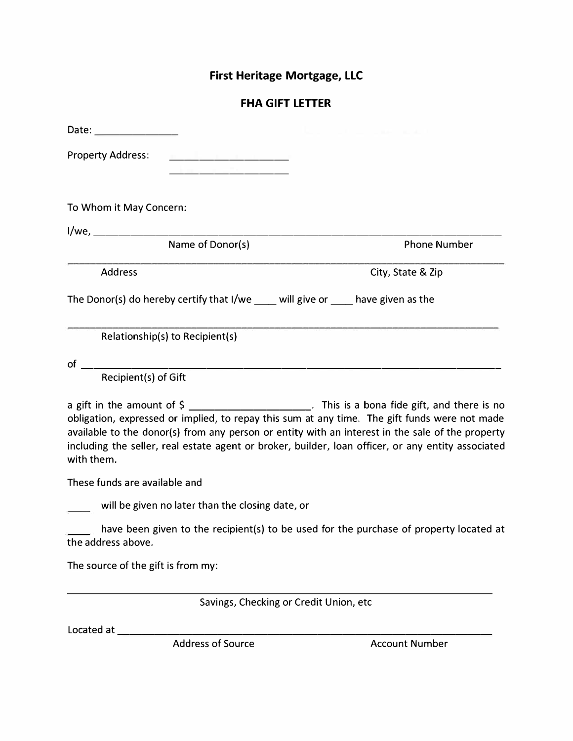# First Heritage Mortgage, LLC

## FHA GIFT LETTER

Date: _______________

Property Address: ____________________
____________________

To Whom it May Concern:

I/we, ______________________________________________________________________________
Name of Donor(s) Phone Number

______________________________________________________________________________
Address City, State & Zip

The Donor(s) do hereby certify that I/we ____ will give or ____ have given as the

______________________________________________________________________________
Relationship(s) to Recipient(s)

of ______________________________________________________________________________
Recipient(s) of Gift

a gift in the amount of $ ______________________. This is a bona fide gift, and there is no obligation, expressed or implied, to repay this sum at any time. The gift funds were not made available to the donor(s) from any person or entity with an interest in the sale of the property including the seller, real estate agent or broker, builder, loan officer, or any entity associated with them.

These funds are available and

____ will be given no later than the closing date, or

____ have been given to the recipient(s) to be used for the purchase of property located at the address above.

The source of the gift is from my:

______________________________________________________________________________
Savings, Checking or Credit Union, etc

Located at ______________________________________________________________________
Address of Source Account Number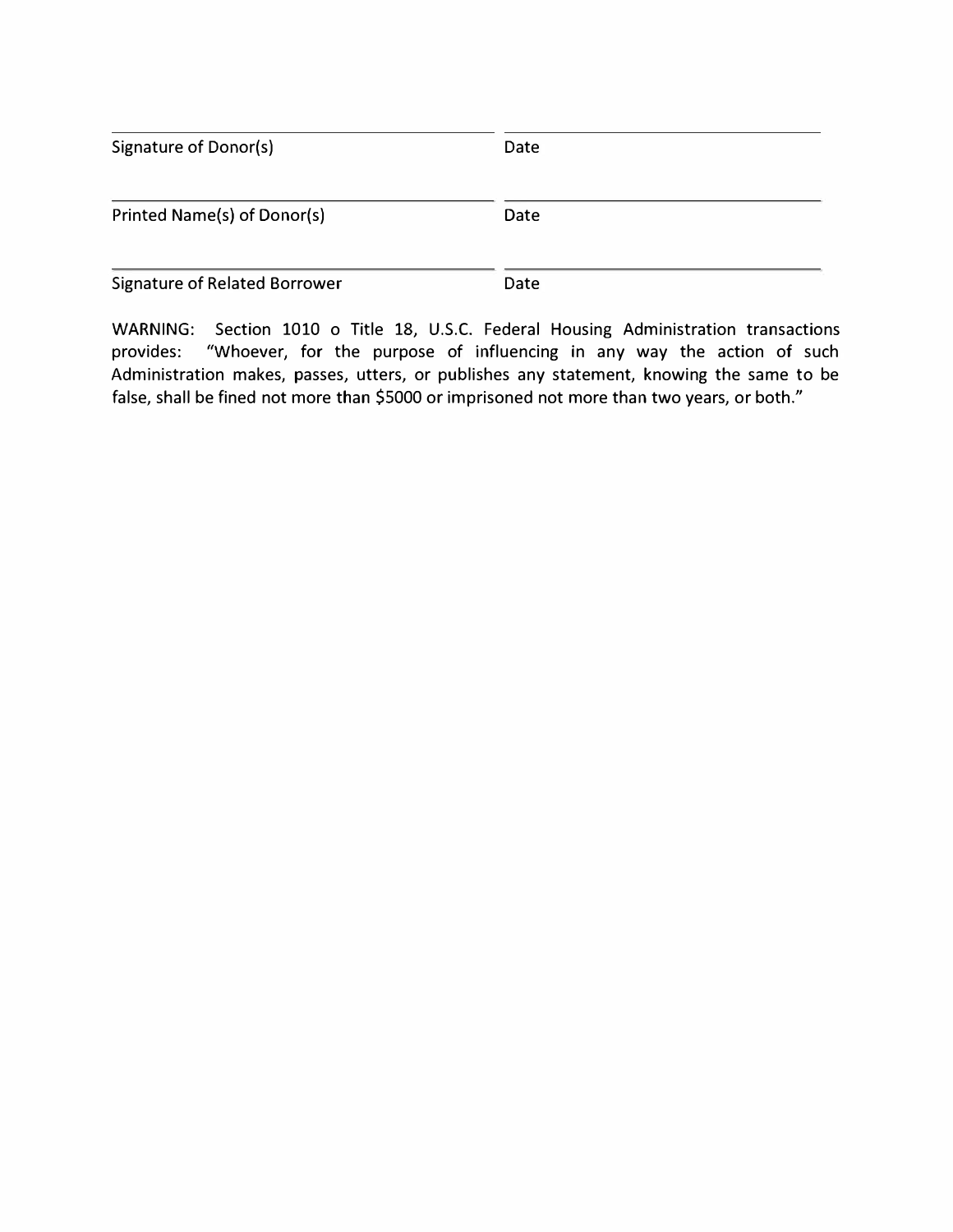\_\_\_\_\_\_\_\_\_\_\_\_\_\_\_\_\_\_\_\_\_\_\_\_\_\_\_\_\_\_\_\_\_\_\_\_\_\_\_\_ \_\_\_\_\_\_\_\_\_\_\_\_\_\_\_\_\_\_\_\_\_\_\_\_\_\_\_\_\_\_\_\_\_\_
Signature of Donor(s) Date

\_\_\_\_\_\_\_\_\_\_\_\_\_\_\_\_\_\_\_\_\_\_\_\_\_\_\_\_\_\_\_\_\_\_\_\_\_\_\_\_ \_\_\_\_\_\_\_\_\_\_\_\_\_\_\_\_\_\_\_\_\_\_\_\_\_\_\_\_\_\_\_\_\_\_
Printed Name(s) of Donor(s) Date

\_\_\_\_\_\_\_\_\_\_\_\_\_\_\_\_\_\_\_\_\_\_\_\_\_\_\_\_\_\_\_\_\_\_\_\_\_\_\_\_ \_\_\_\_\_\_\_\_\_\_\_\_\_\_\_\_\_\_\_\_\_\_\_\_\_\_\_\_\_\_\_\_\_\_
Signature of Related Borrower Date

WARNING: Section 1010 o Title 18, U.S.C. Federal Housing Administration transactions provides: "Whoever, for the purpose of influencing in any way the action of such Administration makes, passes, utters, or publishes any statement, knowing the same to be false, shall be fined not more than $5000 or imprisoned not more than two years, or both."